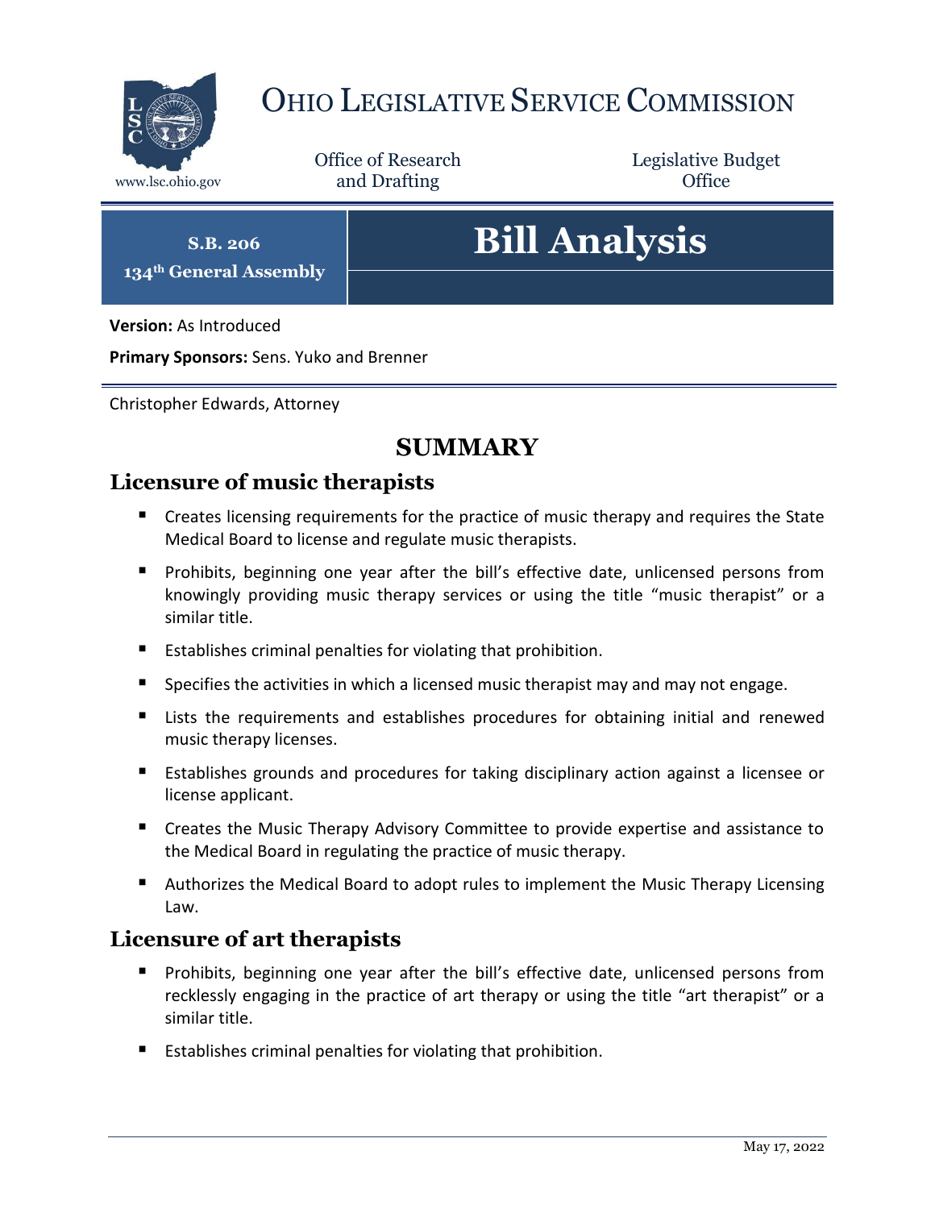# Ohio Legislative Service Commission

www.lsc.ohio.gov

Office of Research and Drafting

Legislative Budget Office

**S.B. 206**
**134th General Assembly**

# Bill Analysis

**Version:** As Introduced

**Primary Sponsors:** Sens. Yuko and Brenner

Christopher Edwards, Attorney

## SUMMARY

### Licensure of music therapists

- Creates licensing requirements for the practice of music therapy and requires the State Medical Board to license and regulate music therapists.
- Prohibits, beginning one year after the bill's effective date, unlicensed persons from knowingly providing music therapy services or using the title "music therapist" or a similar title.
- Establishes criminal penalties for violating that prohibition.
- Specifies the activities in which a licensed music therapist may and may not engage.
- Lists the requirements and establishes procedures for obtaining initial and renewed music therapy licenses.
- Establishes grounds and procedures for taking disciplinary action against a licensee or license applicant.
- Creates the Music Therapy Advisory Committee to provide expertise and assistance to the Medical Board in regulating the practice of music therapy.
- Authorizes the Medical Board to adopt rules to implement the Music Therapy Licensing Law.

### Licensure of art therapists

- Prohibits, beginning one year after the bill's effective date, unlicensed persons from recklessly engaging in the practice of art therapy or using the title "art therapist" or a similar title.
- Establishes criminal penalties for violating that prohibition.

May 17, 2022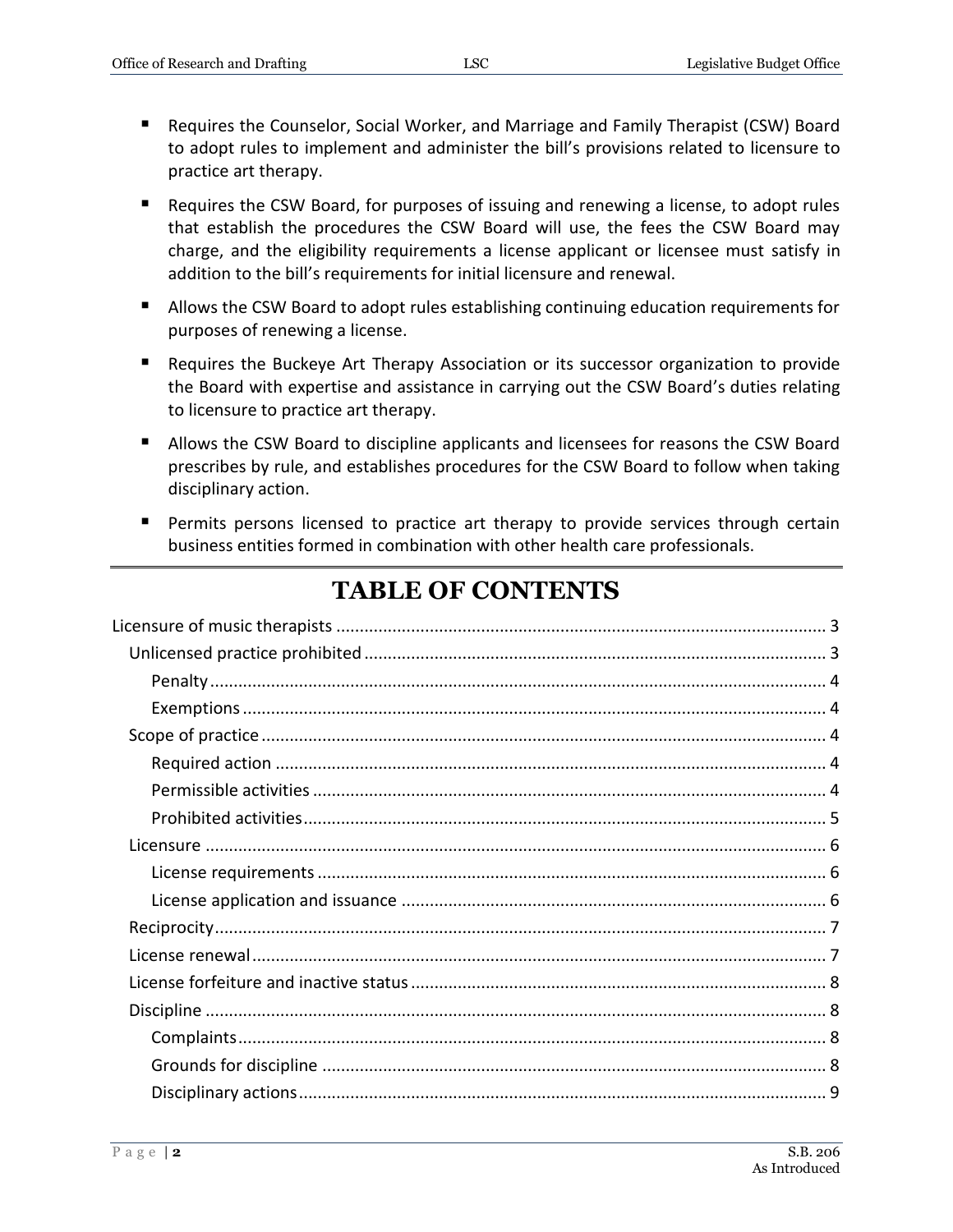- Requires the Counselor, Social Worker, and Marriage and Family Therapist (CSW) Board to adopt rules to implement and administer the bill's provisions related to licensure to practice art therapy.
- Requires the CSW Board, for purposes of issuing and renewing a license, to adopt rules that establish the procedures the CSW Board will use, the fees the CSW Board may charge, and the eligibility requirements a license applicant or licensee must satisfy in addition to the bill's requirements for initial licensure and renewal.
- Allows the CSW Board to adopt rules establishing continuing education requirements for purposes of renewing a license.
- Requires the Buckeye Art Therapy Association or its successor organization to provide the Board with expertise and assistance in carrying out the CSW Board's duties relating to licensure to practice art therapy.
- Allows the CSW Board to discipline applicants and licensees for reasons the CSW Board prescribes by rule, and establishes procedures for the CSW Board to follow when taking disciplinary action.
- Permits persons licensed to practice art therapy to provide services through certain business entities formed in combination with other health care professionals.

# TABLE OF CONTENTS

Licensure of music therapists ........................................ 3
- Unlicensed practice prohibited ........................................ 3
  - Penalty ........................................ 4
  - Exemptions ........................................ 4
- Scope of practice ........................................ 4
  - Required action ........................................ 4
  - Permissible activities ........................................ 4
  - Prohibited activities ........................................ 5
- Licensure ........................................ 6
  - License requirements ........................................ 6
  - License application and issuance ........................................ 6
- Reciprocity ........................................ 7
- License renewal ........................................ 7
- License forfeiture and inactive status ........................................ 8
- Discipline ........................................ 8
  - Complaints ........................................ 8
  - Grounds for discipline ........................................ 8
  - Disciplinary actions ........................................ 9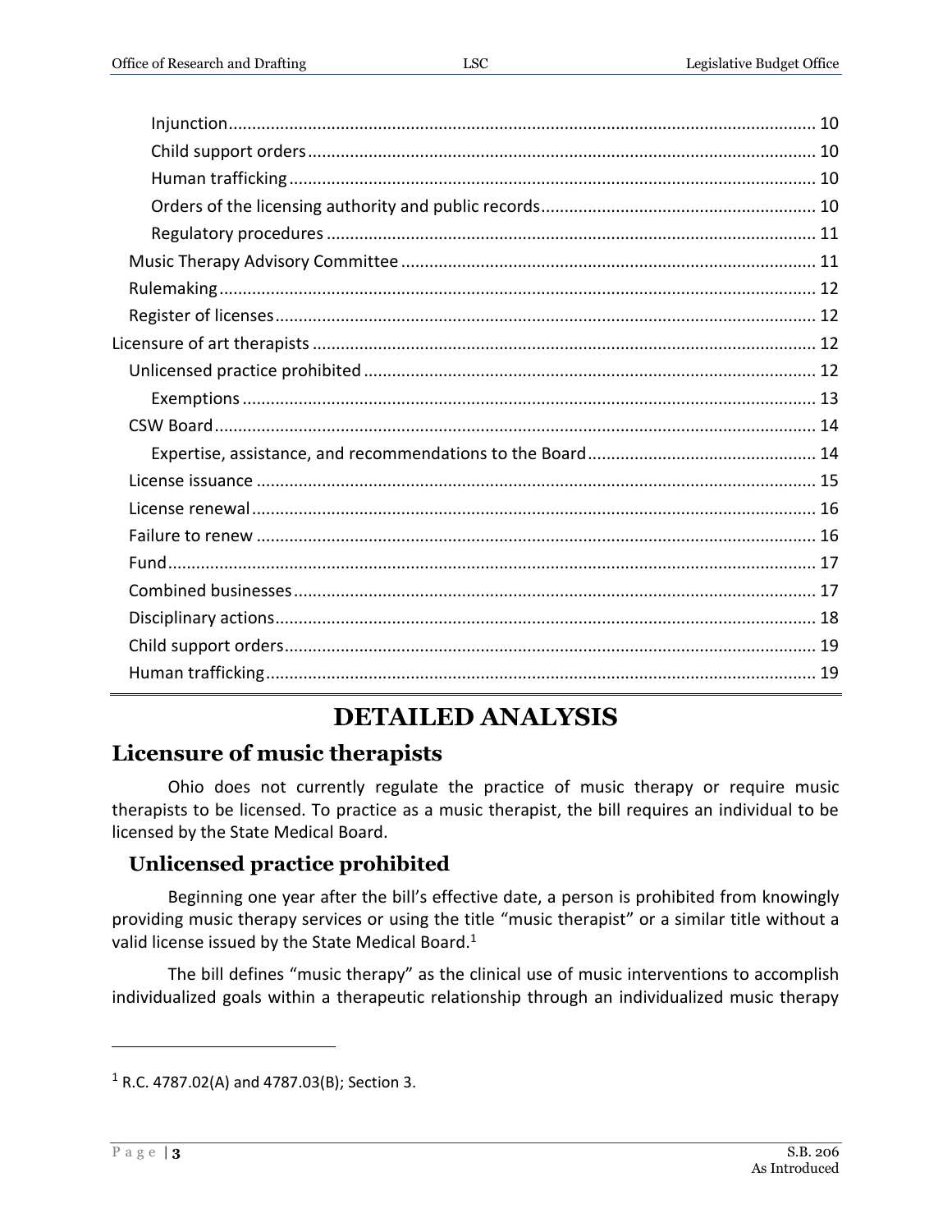Injunction ..... 10
Child support orders ..... 10
Human trafficking ..... 10
Orders of the licensing authority and public records ..... 10
Regulatory procedures ..... 11
Music Therapy Advisory Committee ..... 11
Rulemaking ..... 12
Register of licenses ..... 12
Licensure of art therapists ..... 12
Unlicensed practice prohibited ..... 12
Exemptions ..... 13
CSW Board ..... 14
Expertise, assistance, and recommendations to the Board ..... 14
License issuance ..... 15
License renewal ..... 16
Failure to renew ..... 16
Fund ..... 17
Combined businesses ..... 17
Disciplinary actions ..... 18
Child support orders ..... 19
Human trafficking ..... 19

# DETAILED ANALYSIS

## Licensure of music therapists

Ohio does not currently regulate the practice of music therapy or require music therapists to be licensed. To practice as a music therapist, the bill requires an individual to be licensed by the State Medical Board.

### Unlicensed practice prohibited

Beginning one year after the bill's effective date, a person is prohibited from knowingly providing music therapy services or using the title "music therapist" or a similar title without a valid license issued by the State Medical Board.[1]

The bill defines "music therapy" as the clinical use of music interventions to accomplish individualized goals within a therapeutic relationship through an individualized music therapy

[1] R.C. 4787.02(A) and 4787.03(B); Section 3.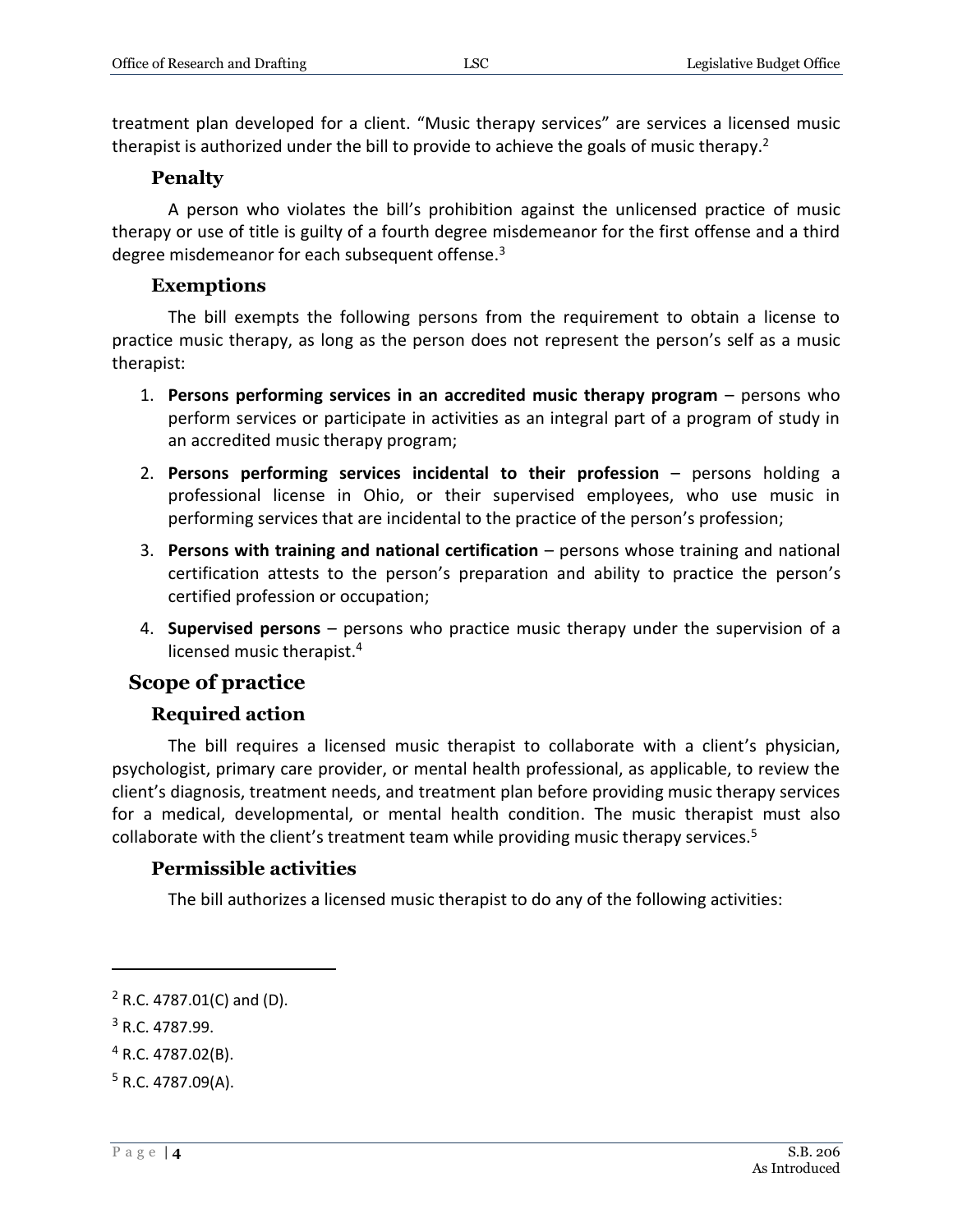treatment plan developed for a client. "Music therapy services" are services a licensed music therapist is authorized under the bill to provide to achieve the goals of music therapy.[2]

### Penalty

A person who violates the bill's prohibition against the unlicensed practice of music therapy or use of title is guilty of a fourth degree misdemeanor for the first offense and a third degree misdemeanor for each subsequent offense.[3]

### Exemptions

The bill exempts the following persons from the requirement to obtain a license to practice music therapy, as long as the person does not represent the person's self as a music therapist:

1. **Persons performing services in an accredited music therapy program** – persons who perform services or participate in activities as an integral part of a program of study in an accredited music therapy program;
2. **Persons performing services incidental to their profession** – persons holding a professional license in Ohio, or their supervised employees, who use music in performing services that are incidental to the practice of the person's profession;
3. **Persons with training and national certification** – persons whose training and national certification attests to the person's preparation and ability to practice the person's certified profession or occupation;
4. **Supervised persons** – persons who practice music therapy under the supervision of a licensed music therapist.[4]

## Scope of practice

### Required action

The bill requires a licensed music therapist to collaborate with a client's physician, psychologist, primary care provider, or mental health professional, as applicable, to review the client's diagnosis, treatment needs, and treatment plan before providing music therapy services for a medical, developmental, or mental health condition. The music therapist must also collaborate with the client's treatment team while providing music therapy services.[5]

### Permissible activities

The bill authorizes a licensed music therapist to do any of the following activities:

---

[2] R.C. 4787.01(C) and (D).

[3] R.C. 4787.99.

[4] R.C. 4787.02(B).

[5] R.C. 4787.09(A).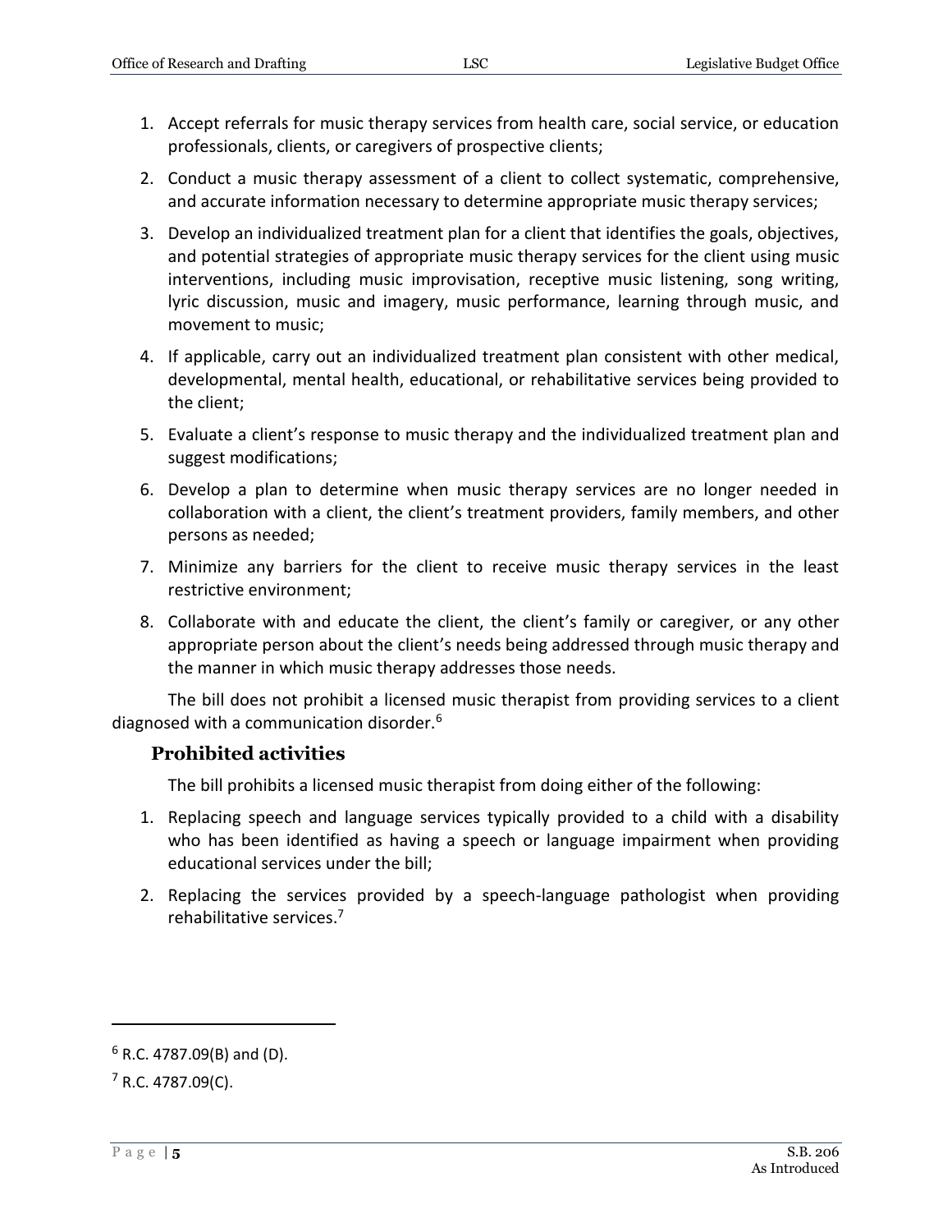1. Accept referrals for music therapy services from health care, social service, or education professionals, clients, or caregivers of prospective clients;
2. Conduct a music therapy assessment of a client to collect systematic, comprehensive, and accurate information necessary to determine appropriate music therapy services;
3. Develop an individualized treatment plan for a client that identifies the goals, objectives, and potential strategies of appropriate music therapy services for the client using music interventions, including music improvisation, receptive music listening, song writing, lyric discussion, music and imagery, music performance, learning through music, and movement to music;
4. If applicable, carry out an individualized treatment plan consistent with other medical, developmental, mental health, educational, or rehabilitative services being provided to the client;
5. Evaluate a client's response to music therapy and the individualized treatment plan and suggest modifications;
6. Develop a plan to determine when music therapy services are no longer needed in collaboration with a client, the client's treatment providers, family members, and other persons as needed;
7. Minimize any barriers for the client to receive music therapy services in the least restrictive environment;
8. Collaborate with and educate the client, the client's family or caregiver, or any other appropriate person about the client's needs being addressed through music therapy and the manner in which music therapy addresses those needs.

The bill does not prohibit a licensed music therapist from providing services to a client diagnosed with a communication disorder.[6]

### Prohibited activities

The bill prohibits a licensed music therapist from doing either of the following:

1. Replacing speech and language services typically provided to a child with a disability who has been identified as having a speech or language impairment when providing educational services under the bill;
2. Replacing the services provided by a speech-language pathologist when providing rehabilitative services.[7]

---

[6] R.C. 4787.09(B) and (D).

[7] R.C. 4787.09(C).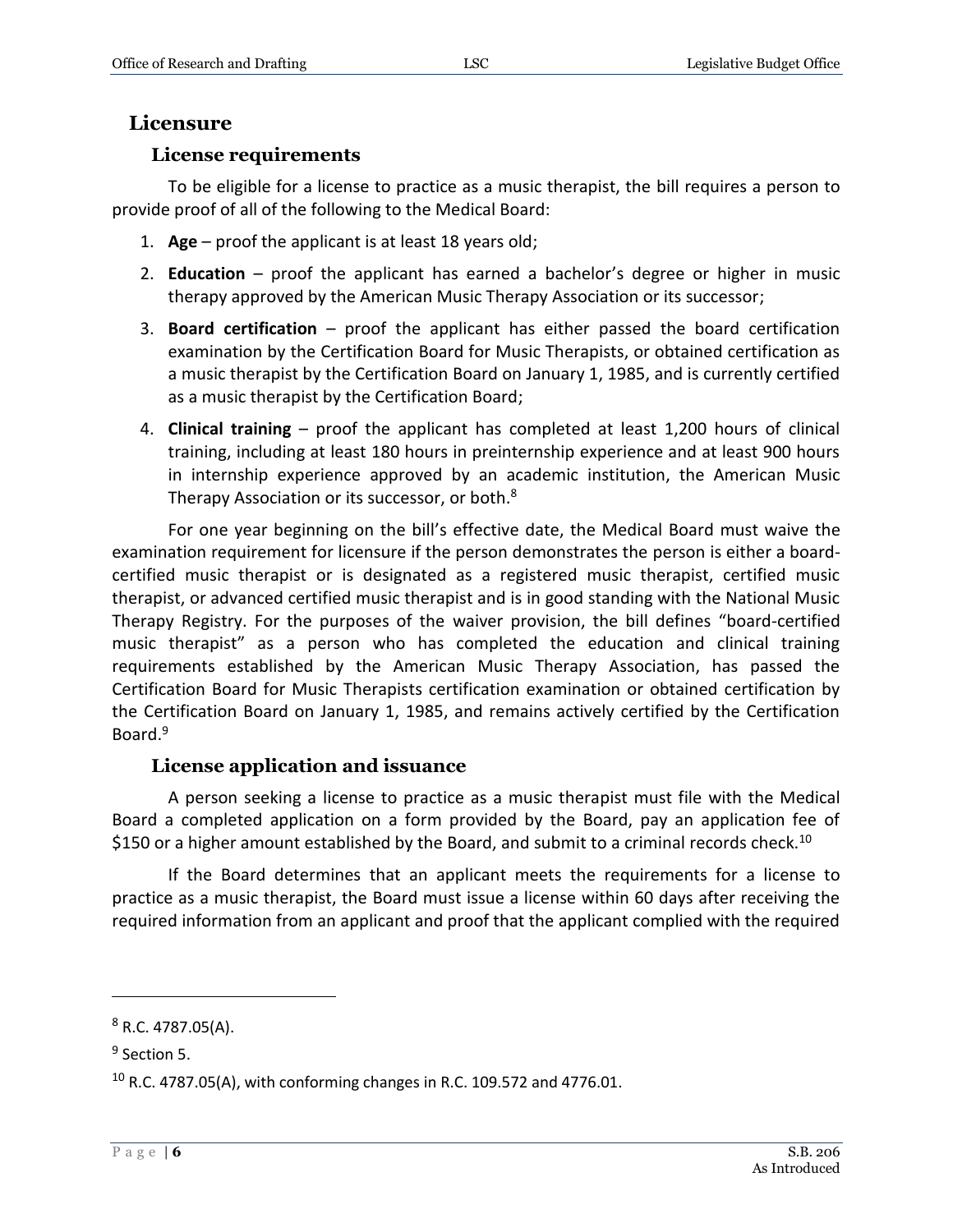## Licensure

### License requirements

To be eligible for a license to practice as a music therapist, the bill requires a person to provide proof of all of the following to the Medical Board:

1. **Age** – proof the applicant is at least 18 years old;
2. **Education** – proof the applicant has earned a bachelor's degree or higher in music therapy approved by the American Music Therapy Association or its successor;
3. **Board certification** – proof the applicant has either passed the board certification examination by the Certification Board for Music Therapists, or obtained certification as a music therapist by the Certification Board on January 1, 1985, and is currently certified as a music therapist by the Certification Board;
4. **Clinical training** – proof the applicant has completed at least 1,200 hours of clinical training, including at least 180 hours in preinternship experience and at least 900 hours in internship experience approved by an academic institution, the American Music Therapy Association or its successor, or both.[8]

For one year beginning on the bill's effective date, the Medical Board must waive the examination requirement for licensure if the person demonstrates the person is either a board-certified music therapist or is designated as a registered music therapist, certified music therapist, or advanced certified music therapist and is in good standing with the National Music Therapy Registry. For the purposes of the waiver provision, the bill defines "board-certified music therapist" as a person who has completed the education and clinical training requirements established by the American Music Therapy Association, has passed the Certification Board for Music Therapists certification examination or obtained certification by the Certification Board on January 1, 1985, and remains actively certified by the Certification Board.[9]

### License application and issuance

A person seeking a license to practice as a music therapist must file with the Medical Board a completed application on a form provided by the Board, pay an application fee of $150 or a higher amount established by the Board, and submit to a criminal records check.[10]

If the Board determines that an applicant meets the requirements for a license to practice as a music therapist, the Board must issue a license within 60 days after receiving the required information from an applicant and proof that the applicant complied with the required

---

[8] R.C. 4787.05(A).

[9] Section 5.

[10] R.C. 4787.05(A), with conforming changes in R.C. 109.572 and 4776.01.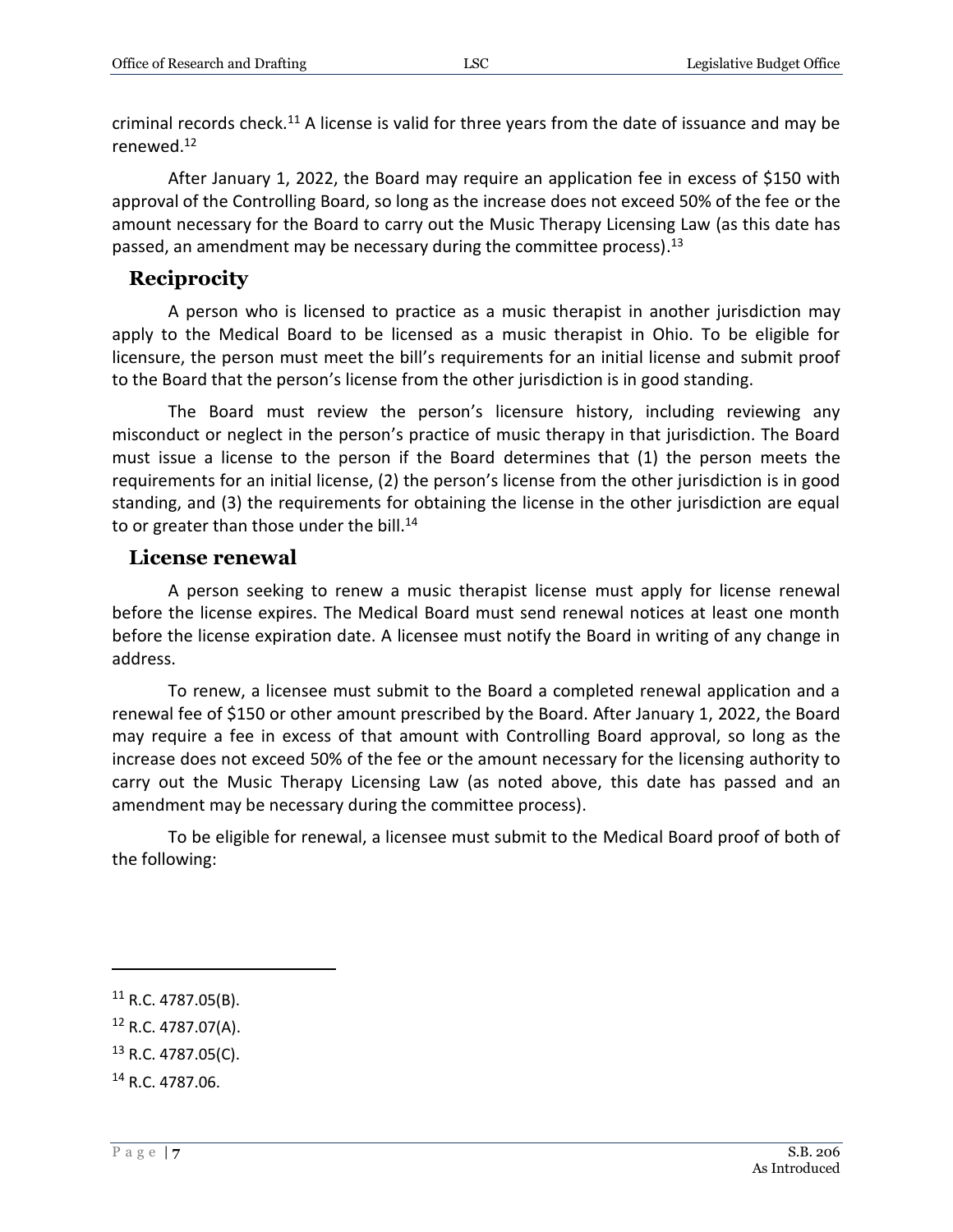criminal records check.[11] A license is valid for three years from the date of issuance and may be renewed.[12]

After January 1, 2022, the Board may require an application fee in excess of $150 with approval of the Controlling Board, so long as the increase does not exceed 50% of the fee or the amount necessary for the Board to carry out the Music Therapy Licensing Law (as this date has passed, an amendment may be necessary during the committee process).[13]

## Reciprocity

A person who is licensed to practice as a music therapist in another jurisdiction may apply to the Medical Board to be licensed as a music therapist in Ohio. To be eligible for licensure, the person must meet the bill's requirements for an initial license and submit proof to the Board that the person's license from the other jurisdiction is in good standing.

The Board must review the person's licensure history, including reviewing any misconduct or neglect in the person's practice of music therapy in that jurisdiction. The Board must issue a license to the person if the Board determines that (1) the person meets the requirements for an initial license, (2) the person's license from the other jurisdiction is in good standing, and (3) the requirements for obtaining the license in the other jurisdiction are equal to or greater than those under the bill.[14]

## License renewal

A person seeking to renew a music therapist license must apply for license renewal before the license expires. The Medical Board must send renewal notices at least one month before the license expiration date. A licensee must notify the Board in writing of any change in address.

To renew, a licensee must submit to the Board a completed renewal application and a renewal fee of $150 or other amount prescribed by the Board. After January 1, 2022, the Board may require a fee in excess of that amount with Controlling Board approval, so long as the increase does not exceed 50% of the fee or the amount necessary for the licensing authority to carry out the Music Therapy Licensing Law (as noted above, this date has passed and an amendment may be necessary during the committee process).

To be eligible for renewal, a licensee must submit to the Medical Board proof of both of the following:

---

[11] R.C. 4787.05(B).

[12] R.C. 4787.07(A).

[13] R.C. 4787.05(C).

[14] R.C. 4787.06.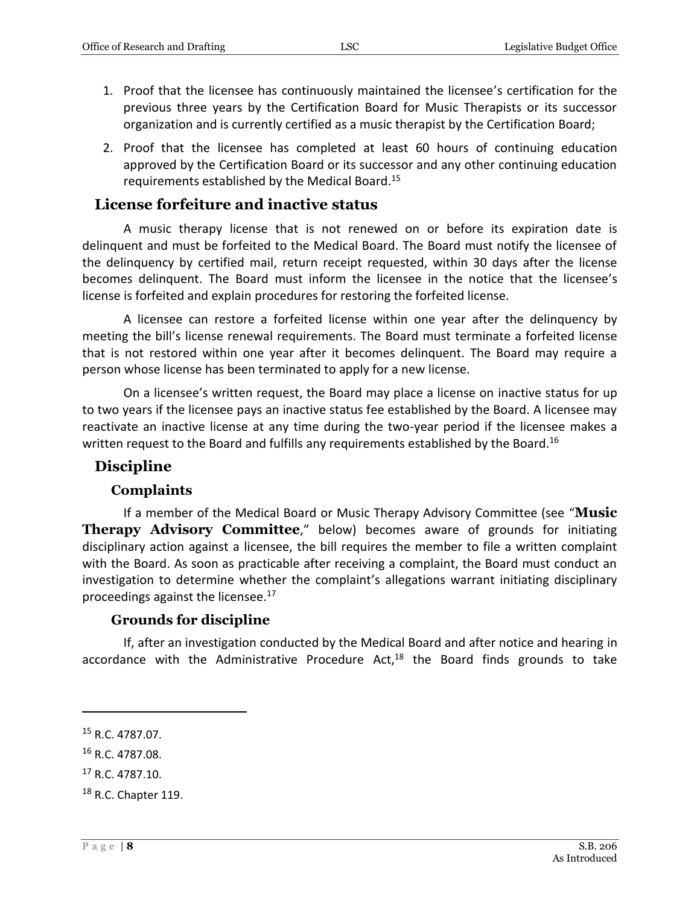1. Proof that the licensee has continuously maintained the licensee's certification for the previous three years by the Certification Board for Music Therapists or its successor organization and is currently certified as a music therapist by the Certification Board;
2. Proof that the licensee has completed at least 60 hours of continuing education approved by the Certification Board or its successor and any other continuing education requirements established by the Medical Board.[15]

## License forfeiture and inactive status

A music therapy license that is not renewed on or before its expiration date is delinquent and must be forfeited to the Medical Board. The Board must notify the licensee of the delinquency by certified mail, return receipt requested, within 30 days after the license becomes delinquent. The Board must inform the licensee in the notice that the licensee's license is forfeited and explain procedures for restoring the forfeited license.

A licensee can restore a forfeited license within one year after the delinquency by meeting the bill's license renewal requirements. The Board must terminate a forfeited license that is not restored within one year after it becomes delinquent. The Board may require a person whose license has been terminated to apply for a new license.

On a licensee's written request, the Board may place a license on inactive status for up to two years if the licensee pays an inactive status fee established by the Board. A licensee may reactivate an inactive license at any time during the two-year period if the licensee makes a written request to the Board and fulfills any requirements established by the Board.[16]

## Discipline

### Complaints

If a member of the Medical Board or Music Therapy Advisory Committee (see "**Music Therapy Advisory Committee**," below) becomes aware of grounds for initiating disciplinary action against a licensee, the bill requires the member to file a written complaint with the Board. As soon as practicable after receiving a complaint, the Board must conduct an investigation to determine whether the complaint's allegations warrant initiating disciplinary proceedings against the licensee.[17]

### Grounds for discipline

If, after an investigation conducted by the Medical Board and after notice and hearing in accordance with the Administrative Procedure Act,[18] the Board finds grounds to take

---

[15] R.C. 4787.07.

[16] R.C. 4787.08.

[17] R.C. 4787.10.

[18] R.C. Chapter 119.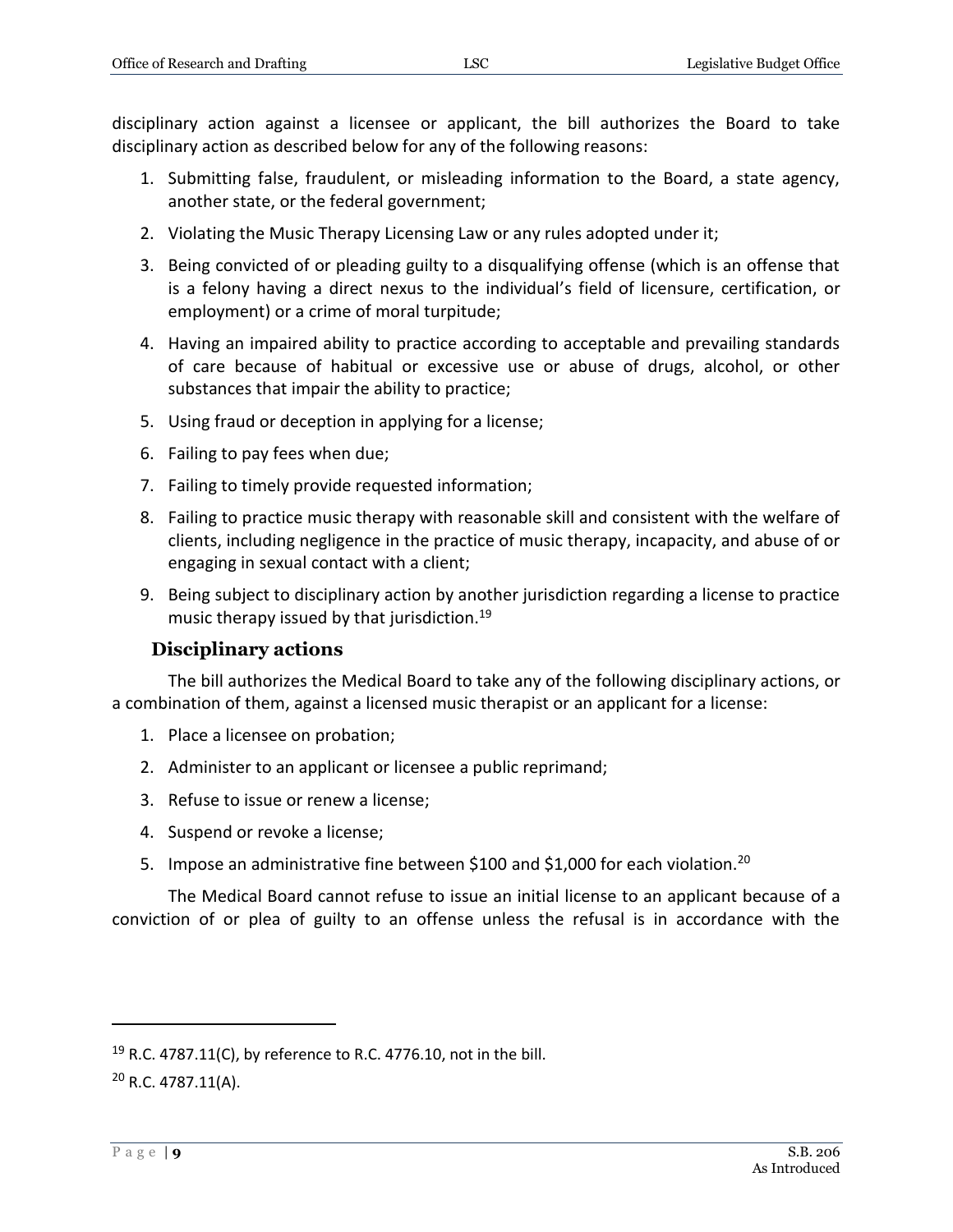disciplinary action against a licensee or applicant, the bill authorizes the Board to take disciplinary action as described below for any of the following reasons:

1. Submitting false, fraudulent, or misleading information to the Board, a state agency, another state, or the federal government;
2. Violating the Music Therapy Licensing Law or any rules adopted under it;
3. Being convicted of or pleading guilty to a disqualifying offense (which is an offense that is a felony having a direct nexus to the individual's field of licensure, certification, or employment) or a crime of moral turpitude;
4. Having an impaired ability to practice according to acceptable and prevailing standards of care because of habitual or excessive use or abuse of drugs, alcohol, or other substances that impair the ability to practice;
5. Using fraud or deception in applying for a license;
6. Failing to pay fees when due;
7. Failing to timely provide requested information;
8. Failing to practice music therapy with reasonable skill and consistent with the welfare of clients, including negligence in the practice of music therapy, incapacity, and abuse of or engaging in sexual contact with a client;
9. Being subject to disciplinary action by another jurisdiction regarding a license to practice music therapy issued by that jurisdiction.[19]

### Disciplinary actions

The bill authorizes the Medical Board to take any of the following disciplinary actions, or a combination of them, against a licensed music therapist or an applicant for a license:

1. Place a licensee on probation;
2. Administer to an applicant or licensee a public reprimand;
3. Refuse to issue or renew a license;
4. Suspend or revoke a license;
5. Impose an administrative fine between $100 and $1,000 for each violation.[20]

The Medical Board cannot refuse to issue an initial license to an applicant because of a conviction of or plea of guilty to an offense unless the refusal is in accordance with the

---

[19] R.C. 4787.11(C), by reference to R.C. 4776.10, not in the bill.

[20] R.C. 4787.11(A).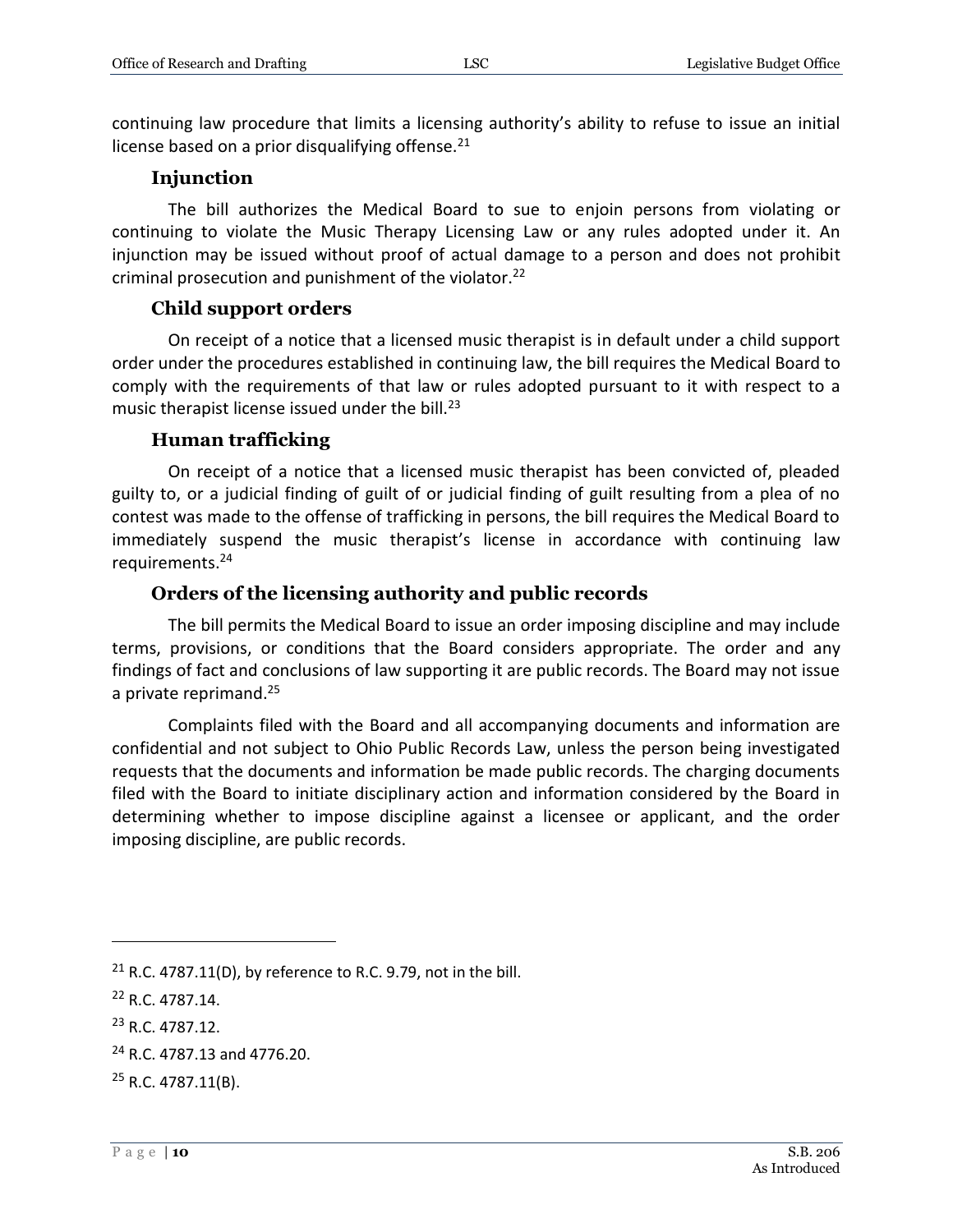continuing law procedure that limits a licensing authority's ability to refuse to issue an initial license based on a prior disqualifying offense.[21]

### Injunction

The bill authorizes the Medical Board to sue to enjoin persons from violating or continuing to violate the Music Therapy Licensing Law or any rules adopted under it. An injunction may be issued without proof of actual damage to a person and does not prohibit criminal prosecution and punishment of the violator.[22]

### Child support orders

On receipt of a notice that a licensed music therapist is in default under a child support order under the procedures established in continuing law, the bill requires the Medical Board to comply with the requirements of that law or rules adopted pursuant to it with respect to a music therapist license issued under the bill.[23]

### Human trafficking

On receipt of a notice that a licensed music therapist has been convicted of, pleaded guilty to, or a judicial finding of guilt of or judicial finding of guilt resulting from a plea of no contest was made to the offense of trafficking in persons, the bill requires the Medical Board to immediately suspend the music therapist's license in accordance with continuing law requirements.[24]

### Orders of the licensing authority and public records

The bill permits the Medical Board to issue an order imposing discipline and may include terms, provisions, or conditions that the Board considers appropriate. The order and any findings of fact and conclusions of law supporting it are public records. The Board may not issue a private reprimand.[25]

Complaints filed with the Board and all accompanying documents and information are confidential and not subject to Ohio Public Records Law, unless the person being investigated requests that the documents and information be made public records. The charging documents filed with the Board to initiate disciplinary action and information considered by the Board in determining whether to impose discipline against a licensee or applicant, and the order imposing discipline, are public records.

---

[21] R.C. 4787.11(D), by reference to R.C. 9.79, not in the bill.

[22] R.C. 4787.14.

[23] R.C. 4787.12.

[24] R.C. 4787.13 and 4776.20.

[25] R.C. 4787.11(B).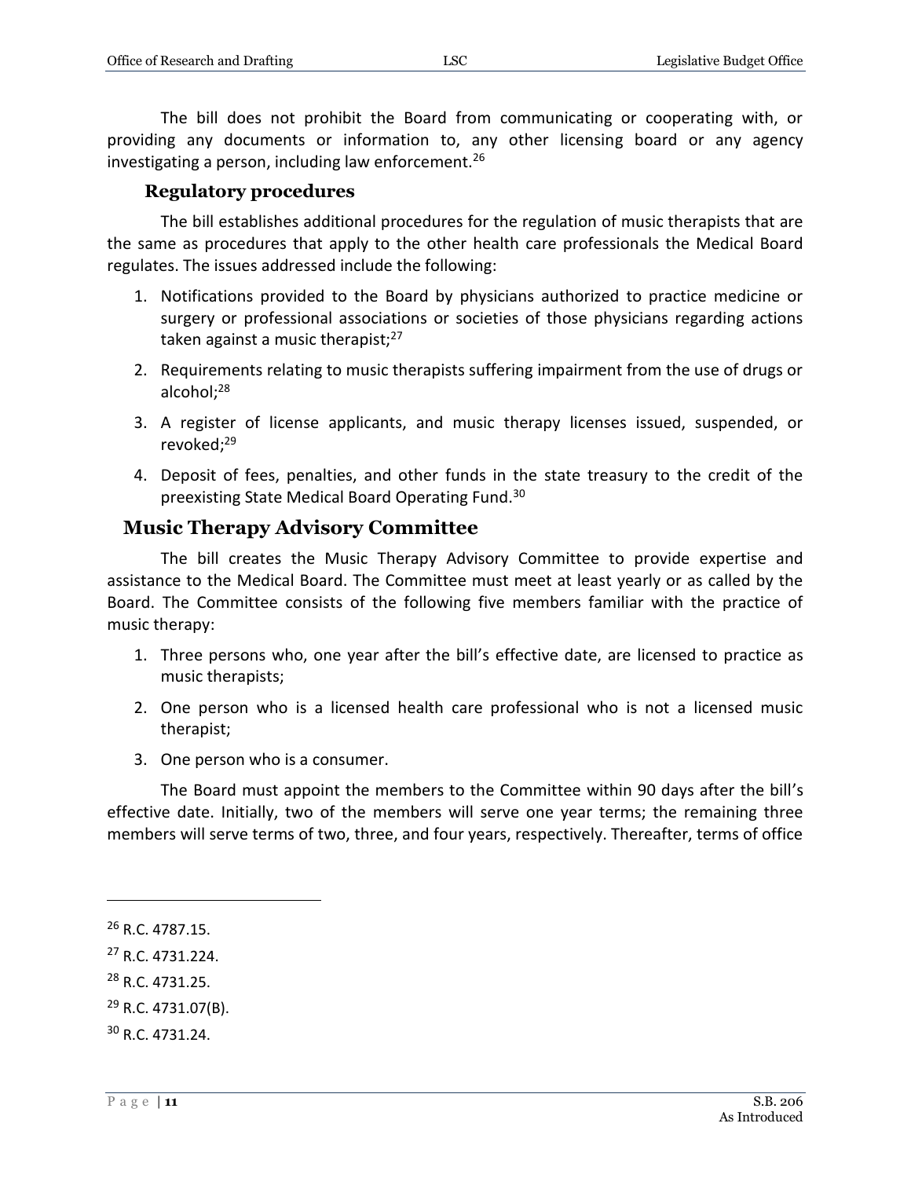The bill does not prohibit the Board from communicating or cooperating with, or providing any documents or information to, any other licensing board or any agency investigating a person, including law enforcement.[26]

### Regulatory procedures

The bill establishes additional procedures for the regulation of music therapists that are the same as procedures that apply to the other health care professionals the Medical Board regulates. The issues addressed include the following:

1. Notifications provided to the Board by physicians authorized to practice medicine or surgery or professional associations or societies of those physicians regarding actions taken against a music therapist;[27]
2. Requirements relating to music therapists suffering impairment from the use of drugs or alcohol;[28]
3. A register of license applicants, and music therapy licenses issued, suspended, or revoked;[29]
4. Deposit of fees, penalties, and other funds in the state treasury to the credit of the preexisting State Medical Board Operating Fund.[30]

## Music Therapy Advisory Committee

The bill creates the Music Therapy Advisory Committee to provide expertise and assistance to the Medical Board. The Committee must meet at least yearly or as called by the Board. The Committee consists of the following five members familiar with the practice of music therapy:

1. Three persons who, one year after the bill's effective date, are licensed to practice as music therapists;
2. One person who is a licensed health care professional who is not a licensed music therapist;
3. One person who is a consumer.

The Board must appoint the members to the Committee within 90 days after the bill's effective date. Initially, two of the members will serve one year terms; the remaining three members will serve terms of two, three, and four years, respectively. Thereafter, terms of office

---

[26] R.C. 4787.15.

[27] R.C. 4731.224.

[28] R.C. 4731.25.

[29] R.C. 4731.07(B).

[30] R.C. 4731.24.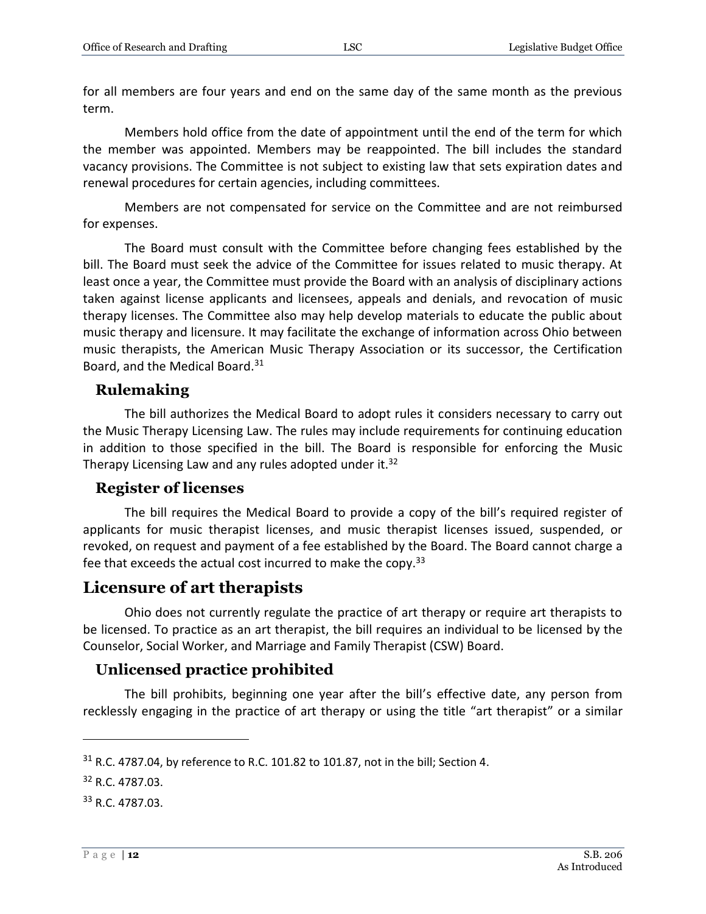for all members are four years and end on the same day of the same month as the previous term.

Members hold office from the date of appointment until the end of the term for which the member was appointed. Members may be reappointed. The bill includes the standard vacancy provisions. The Committee is not subject to existing law that sets expiration dates and renewal procedures for certain agencies, including committees.

Members are not compensated for service on the Committee and are not reimbursed for expenses.

The Board must consult with the Committee before changing fees established by the bill. The Board must seek the advice of the Committee for issues related to music therapy. At least once a year, the Committee must provide the Board with an analysis of disciplinary actions taken against license applicants and licensees, appeals and denials, and revocation of music therapy licenses. The Committee also may help develop materials to educate the public about music therapy and licensure. It may facilitate the exchange of information across Ohio between music therapists, the American Music Therapy Association or its successor, the Certification Board, and the Medical Board.[31]

### Rulemaking

The bill authorizes the Medical Board to adopt rules it considers necessary to carry out the Music Therapy Licensing Law. The rules may include requirements for continuing education in addition to those specified in the bill. The Board is responsible for enforcing the Music Therapy Licensing Law and any rules adopted under it.[32]

### Register of licenses

The bill requires the Medical Board to provide a copy of the bill's required register of applicants for music therapist licenses, and music therapist licenses issued, suspended, or revoked, on request and payment of a fee established by the Board. The Board cannot charge a fee that exceeds the actual cost incurred to make the copy.[33]

## Licensure of art therapists

Ohio does not currently regulate the practice of art therapy or require art therapists to be licensed. To practice as an art therapist, the bill requires an individual to be licensed by the Counselor, Social Worker, and Marriage and Family Therapist (CSW) Board.

### Unlicensed practice prohibited

The bill prohibits, beginning one year after the bill's effective date, any person from recklessly engaging in the practice of art therapy or using the title "art therapist" or a similar

---

[31] R.C. 4787.04, by reference to R.C. 101.82 to 101.87, not in the bill; Section 4.

[32] R.C. 4787.03.

[33] R.C. 4787.03.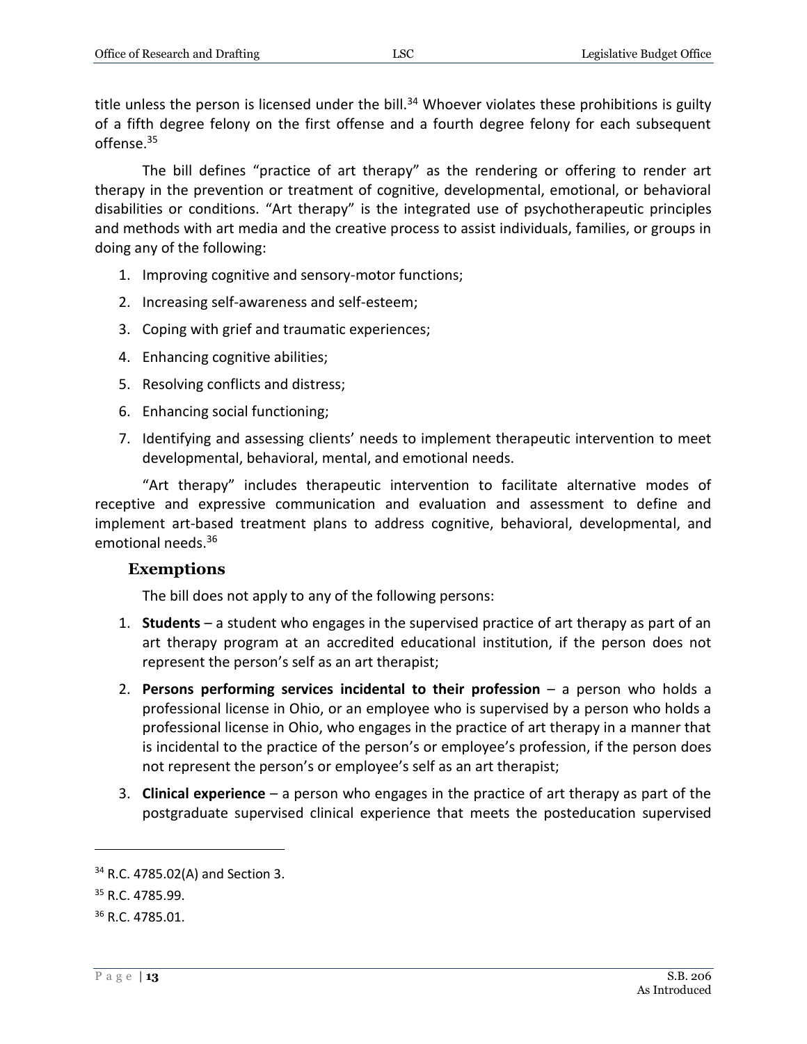title unless the person is licensed under the bill.[34] Whoever violates these prohibitions is guilty of a fifth degree felony on the first offense and a fourth degree felony for each subsequent offense.[35]

The bill defines "practice of art therapy" as the rendering or offering to render art therapy in the prevention or treatment of cognitive, developmental, emotional, or behavioral disabilities or conditions. "Art therapy" is the integrated use of psychotherapeutic principles and methods with art media and the creative process to assist individuals, families, or groups in doing any of the following:

1. Improving cognitive and sensory-motor functions;
2. Increasing self-awareness and self-esteem;
3. Coping with grief and traumatic experiences;
4. Enhancing cognitive abilities;
5. Resolving conflicts and distress;
6. Enhancing social functioning;
7. Identifying and assessing clients' needs to implement therapeutic intervention to meet developmental, behavioral, mental, and emotional needs.

"Art therapy" includes therapeutic intervention to facilitate alternative modes of receptive and expressive communication and evaluation and assessment to define and implement art-based treatment plans to address cognitive, behavioral, developmental, and emotional needs.[36]

### Exemptions

The bill does not apply to any of the following persons:

1. **Students** – a student who engages in the supervised practice of art therapy as part of an art therapy program at an accredited educational institution, if the person does not represent the person's self as an art therapist;
2. **Persons performing services incidental to their profession** – a person who holds a professional license in Ohio, or an employee who is supervised by a person who holds a professional license in Ohio, who engages in the practice of art therapy in a manner that is incidental to the practice of the person's or employee's profession, if the person does not represent the person's or employee's self as an art therapist;
3. **Clinical experience** – a person who engages in the practice of art therapy as part of the postgraduate supervised clinical experience that meets the posteducation supervised

---

[34] R.C. 4785.02(A) and Section 3.

[35] R.C. 4785.99.

[36] R.C. 4785.01.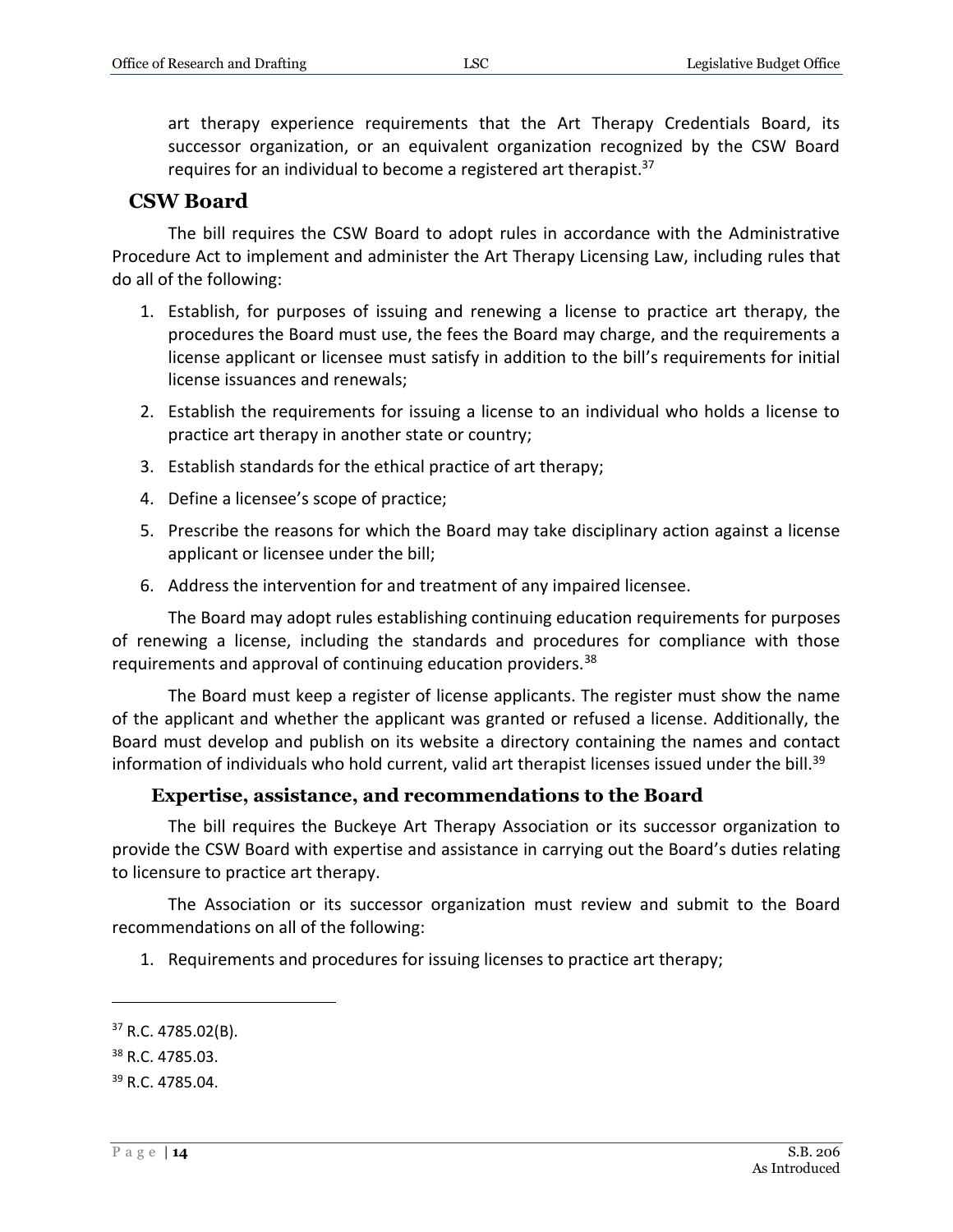art therapy experience requirements that the Art Therapy Credentials Board, its successor organization, or an equivalent organization recognized by the CSW Board requires for an individual to become a registered art therapist.[37]

## CSW Board

The bill requires the CSW Board to adopt rules in accordance with the Administrative Procedure Act to implement and administer the Art Therapy Licensing Law, including rules that do all of the following:

1. Establish, for purposes of issuing and renewing a license to practice art therapy, the procedures the Board must use, the fees the Board may charge, and the requirements a license applicant or licensee must satisfy in addition to the bill's requirements for initial license issuances and renewals;
2. Establish the requirements for issuing a license to an individual who holds a license to practice art therapy in another state or country;
3. Establish standards for the ethical practice of art therapy;
4. Define a licensee's scope of practice;
5. Prescribe the reasons for which the Board may take disciplinary action against a license applicant or licensee under the bill;
6. Address the intervention for and treatment of any impaired licensee.

The Board may adopt rules establishing continuing education requirements for purposes of renewing a license, including the standards and procedures for compliance with those requirements and approval of continuing education providers.[38]

The Board must keep a register of license applicants. The register must show the name of the applicant and whether the applicant was granted or refused a license. Additionally, the Board must develop and publish on its website a directory containing the names and contact information of individuals who hold current, valid art therapist licenses issued under the bill.[39]

### Expertise, assistance, and recommendations to the Board

The bill requires the Buckeye Art Therapy Association or its successor organization to provide the CSW Board with expertise and assistance in carrying out the Board's duties relating to licensure to practice art therapy.

The Association or its successor organization must review and submit to the Board recommendations on all of the following:

1. Requirements and procedures for issuing licenses to practice art therapy;

---

[37] R.C. 4785.02(B).

[38] R.C. 4785.03.

[39] R.C. 4785.04.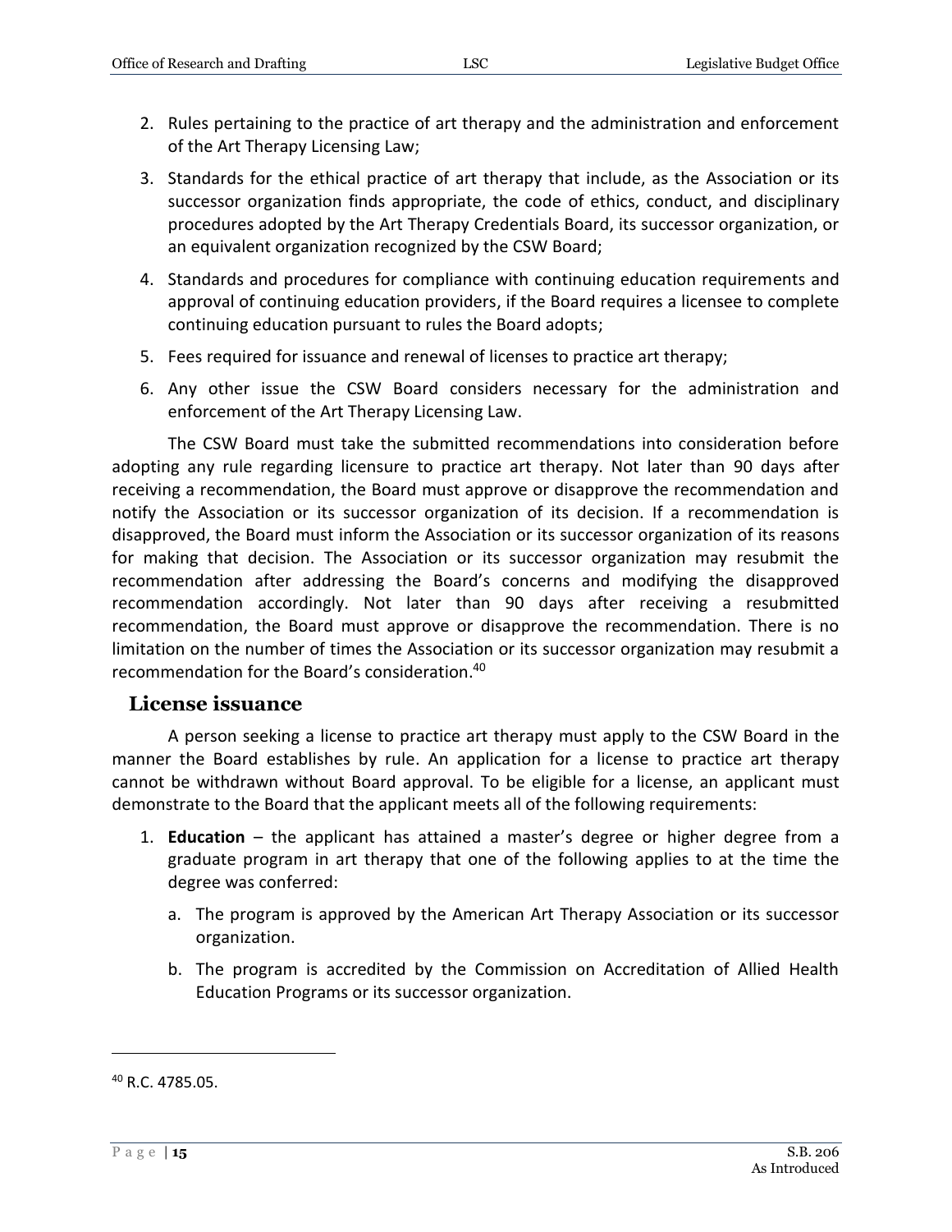2. Rules pertaining to the practice of art therapy and the administration and enforcement of the Art Therapy Licensing Law;
3. Standards for the ethical practice of art therapy that include, as the Association or its successor organization finds appropriate, the code of ethics, conduct, and disciplinary procedures adopted by the Art Therapy Credentials Board, its successor organization, or an equivalent organization recognized by the CSW Board;
4. Standards and procedures for compliance with continuing education requirements and approval of continuing education providers, if the Board requires a licensee to complete continuing education pursuant to rules the Board adopts;
5. Fees required for issuance and renewal of licenses to practice art therapy;
6. Any other issue the CSW Board considers necessary for the administration and enforcement of the Art Therapy Licensing Law.

The CSW Board must take the submitted recommendations into consideration before adopting any rule regarding licensure to practice art therapy. Not later than 90 days after receiving a recommendation, the Board must approve or disapprove the recommendation and notify the Association or its successor organization of its decision. If a recommendation is disapproved, the Board must inform the Association or its successor organization of its reasons for making that decision. The Association or its successor organization may resubmit the recommendation after addressing the Board's concerns and modifying the disapproved recommendation accordingly. Not later than 90 days after receiving a resubmitted recommendation, the Board must approve or disapprove the recommendation. There is no limitation on the number of times the Association or its successor organization may resubmit a recommendation for the Board's consideration.[40]

## License issuance

A person seeking a license to practice art therapy must apply to the CSW Board in the manner the Board establishes by rule. An application for a license to practice art therapy cannot be withdrawn without Board approval. To be eligible for a license, an applicant must demonstrate to the Board that the applicant meets all of the following requirements:

1. **Education** – the applicant has attained a master's degree or higher degree from a graduate program in art therapy that one of the following applies to at the time the degree was conferred:
   a. The program is approved by the American Art Therapy Association or its successor organization.
   b. The program is accredited by the Commission on Accreditation of Allied Health Education Programs or its successor organization.

[40] R.C. 4785.05.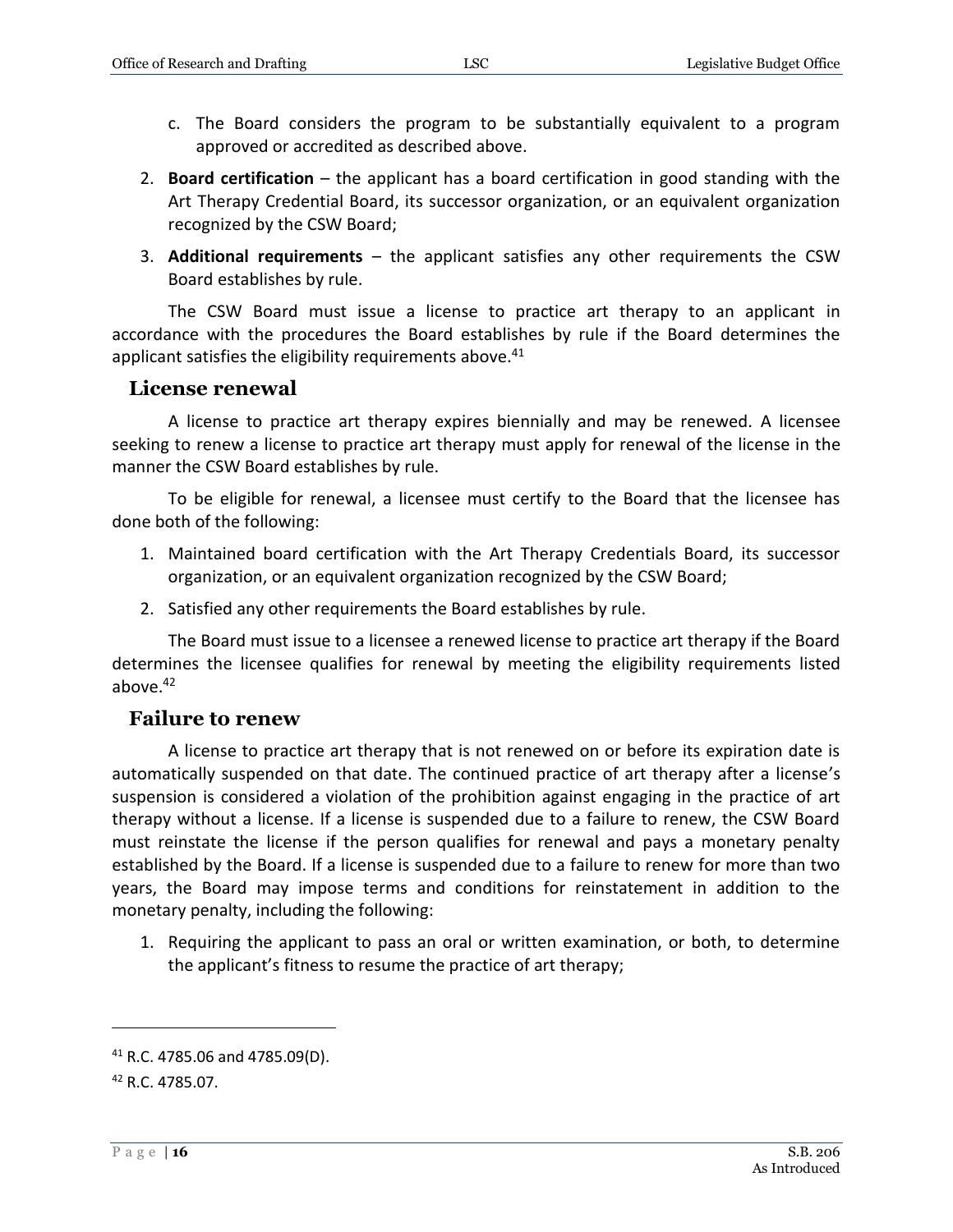c. The Board considers the program to be substantially equivalent to a program approved or accredited as described above.

2. **Board certification** – the applicant has a board certification in good standing with the Art Therapy Credential Board, its successor organization, or an equivalent organization recognized by the CSW Board;

3. **Additional requirements** – the applicant satisfies any other requirements the CSW Board establishes by rule.

The CSW Board must issue a license to practice art therapy to an applicant in accordance with the procedures the Board establishes by rule if the Board determines the applicant satisfies the eligibility requirements above.[41]

## License renewal

A license to practice art therapy expires biennially and may be renewed. A licensee seeking to renew a license to practice art therapy must apply for renewal of the license in the manner the CSW Board establishes by rule.

To be eligible for renewal, a licensee must certify to the Board that the licensee has done both of the following:

1. Maintained board certification with the Art Therapy Credentials Board, its successor organization, or an equivalent organization recognized by the CSW Board;

2. Satisfied any other requirements the Board establishes by rule.

The Board must issue to a licensee a renewed license to practice art therapy if the Board determines the licensee qualifies for renewal by meeting the eligibility requirements listed above.[42]

## Failure to renew

A license to practice art therapy that is not renewed on or before its expiration date is automatically suspended on that date. The continued practice of art therapy after a license's suspension is considered a violation of the prohibition against engaging in the practice of art therapy without a license. If a license is suspended due to a failure to renew, the CSW Board must reinstate the license if the person qualifies for renewal and pays a monetary penalty established by the Board. If a license is suspended due to a failure to renew for more than two years, the Board may impose terms and conditions for reinstatement in addition to the monetary penalty, including the following:

1. Requiring the applicant to pass an oral or written examination, or both, to determine the applicant's fitness to resume the practice of art therapy;

---

[41] R.C. 4785.06 and 4785.09(D).

[42] R.C. 4785.07.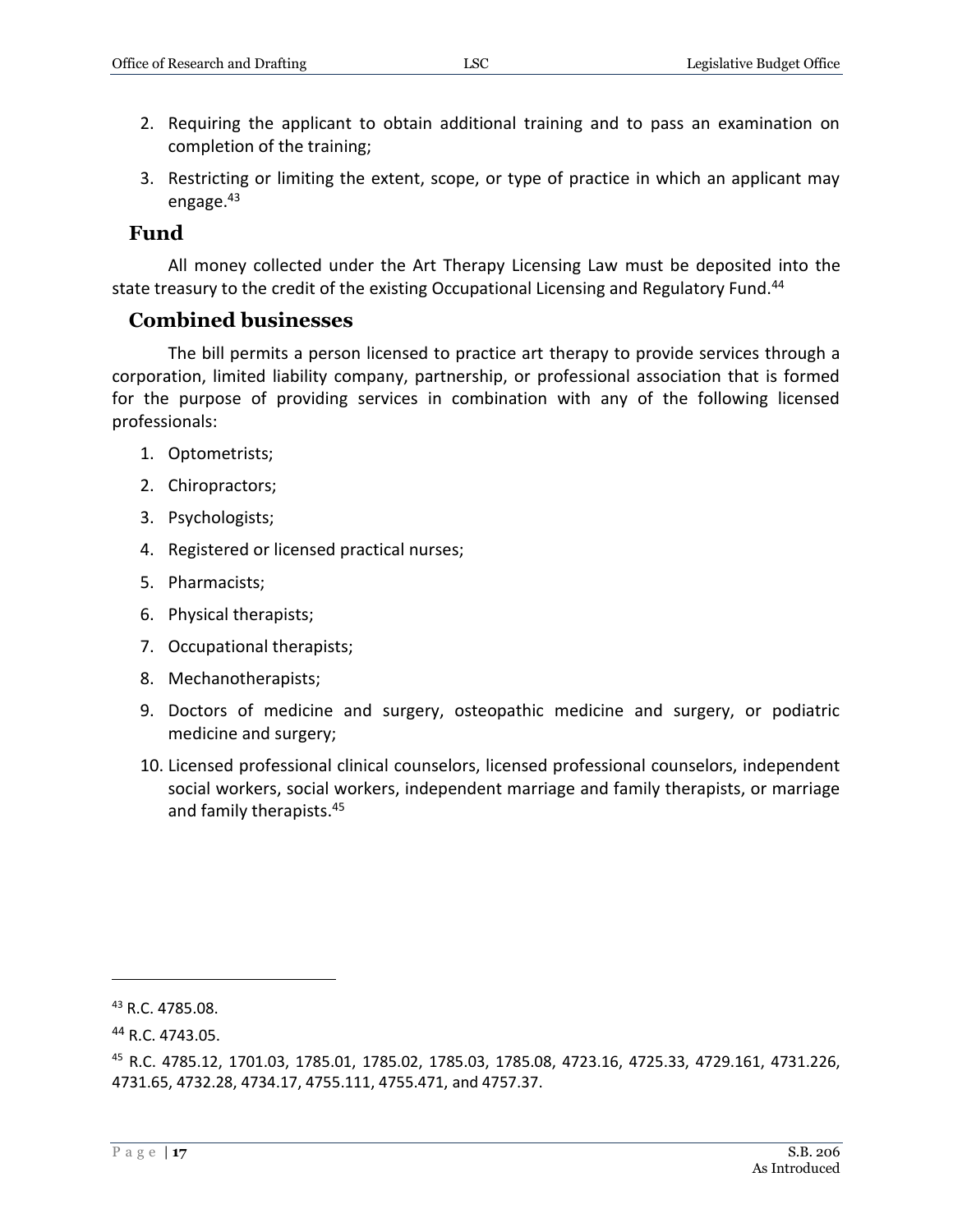2. Requiring the applicant to obtain additional training and to pass an examination on completion of the training;
3. Restricting or limiting the extent, scope, or type of practice in which an applicant may engage.[43]

## Fund

All money collected under the Art Therapy Licensing Law must be deposited into the state treasury to the credit of the existing Occupational Licensing and Regulatory Fund.[44]

## Combined businesses

The bill permits a person licensed to practice art therapy to provide services through a corporation, limited liability company, partnership, or professional association that is formed for the purpose of providing services in combination with any of the following licensed professionals:

1. Optometrists;
2. Chiropractors;
3. Psychologists;
4. Registered or licensed practical nurses;
5. Pharmacists;
6. Physical therapists;
7. Occupational therapists;
8. Mechanotherapists;
9. Doctors of medicine and surgery, osteopathic medicine and surgery, or podiatric medicine and surgery;
10. Licensed professional clinical counselors, licensed professional counselors, independent social workers, social workers, independent marriage and family therapists, or marriage and family therapists.[45]

---

[43] R.C. 4785.08.

[44] R.C. 4743.05.

[45] R.C. 4785.12, 1701.03, 1785.01, 1785.02, 1785.03, 1785.08, 4723.16, 4725.33, 4729.161, 4731.226, 4731.65, 4732.28, 4734.17, 4755.111, 4755.471, and 4757.37.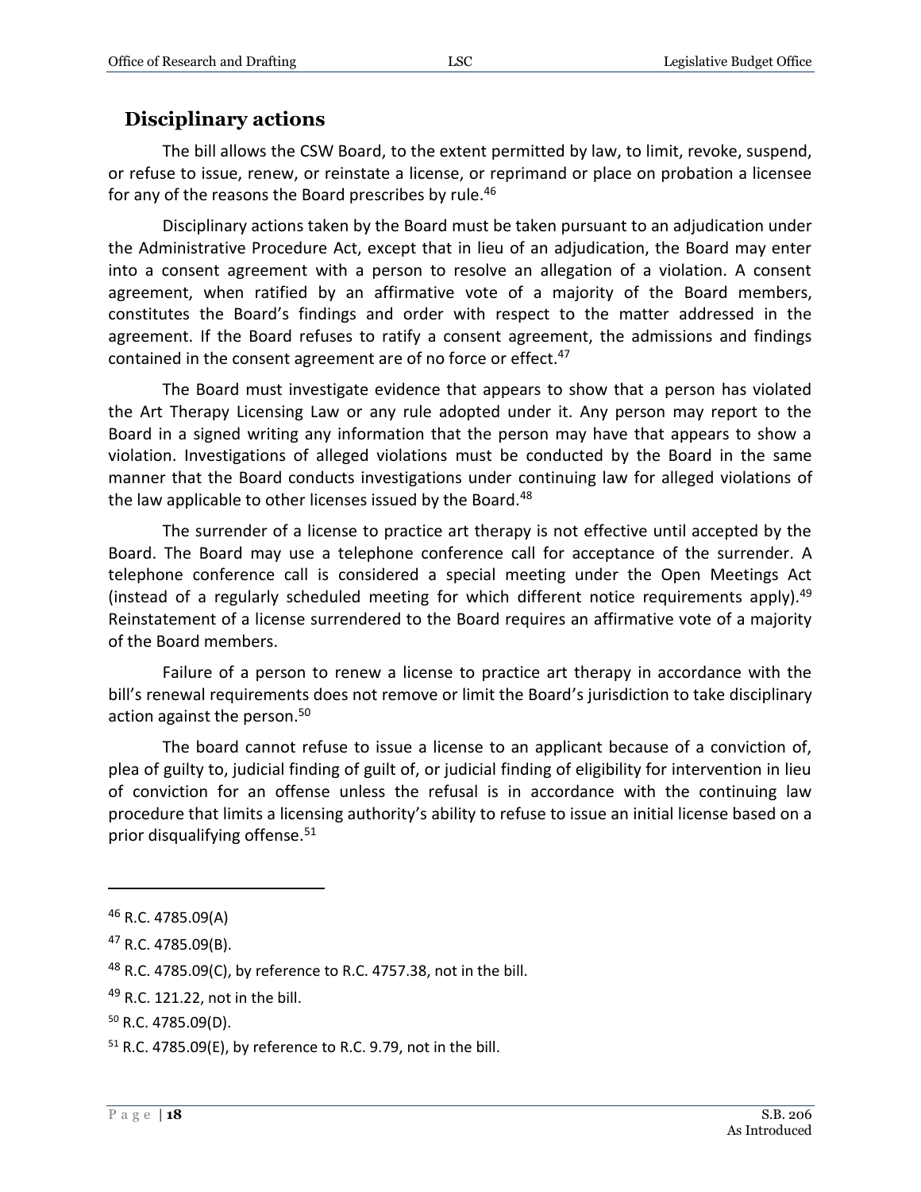## Disciplinary actions

The bill allows the CSW Board, to the extent permitted by law, to limit, revoke, suspend, or refuse to issue, renew, or reinstate a license, or reprimand or place on probation a licensee for any of the reasons the Board prescribes by rule.[46]

Disciplinary actions taken by the Board must be taken pursuant to an adjudication under the Administrative Procedure Act, except that in lieu of an adjudication, the Board may enter into a consent agreement with a person to resolve an allegation of a violation. A consent agreement, when ratified by an affirmative vote of a majority of the Board members, constitutes the Board's findings and order with respect to the matter addressed in the agreement. If the Board refuses to ratify a consent agreement, the admissions and findings contained in the consent agreement are of no force or effect.[47]

The Board must investigate evidence that appears to show that a person has violated the Art Therapy Licensing Law or any rule adopted under it. Any person may report to the Board in a signed writing any information that the person may have that appears to show a violation. Investigations of alleged violations must be conducted by the Board in the same manner that the Board conducts investigations under continuing law for alleged violations of the law applicable to other licenses issued by the Board.[48]

The surrender of a license to practice art therapy is not effective until accepted by the Board. The Board may use a telephone conference call for acceptance of the surrender. A telephone conference call is considered a special meeting under the Open Meetings Act (instead of a regularly scheduled meeting for which different notice requirements apply).[49] Reinstatement of a license surrendered to the Board requires an affirmative vote of a majority of the Board members.

Failure of a person to renew a license to practice art therapy in accordance with the bill's renewal requirements does not remove or limit the Board's jurisdiction to take disciplinary action against the person.[50]

The board cannot refuse to issue a license to an applicant because of a conviction of, plea of guilty to, judicial finding of guilt of, or judicial finding of eligibility for intervention in lieu of conviction for an offense unless the refusal is in accordance with the continuing law procedure that limits a licensing authority's ability to refuse to issue an initial license based on a prior disqualifying offense.[51]

---

[46] R.C. 4785.09(A)

[47] R.C. 4785.09(B).

[48] R.C. 4785.09(C), by reference to R.C. 4757.38, not in the bill.

[49] R.C. 121.22, not in the bill.

[50] R.C. 4785.09(D).

[51] R.C. 4785.09(E), by reference to R.C. 9.79, not in the bill.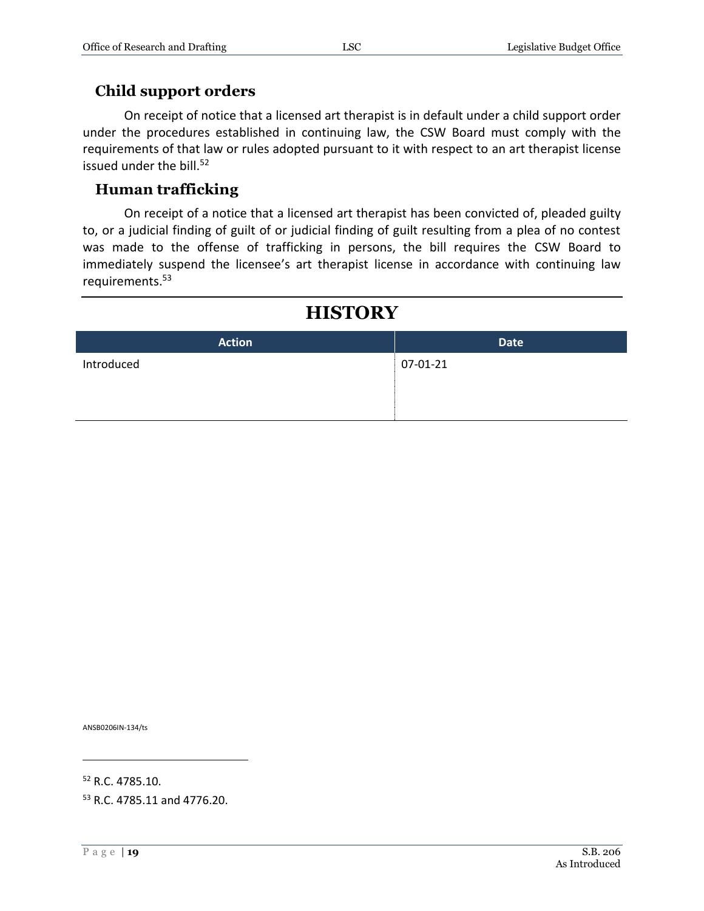## Child support orders

On receipt of notice that a licensed art therapist is in default under a child support order under the procedures established in continuing law, the CSW Board must comply with the requirements of that law or rules adopted pursuant to it with respect to an art therapist license issued under the bill.[52]

## Human trafficking

On receipt of a notice that a licensed art therapist has been convicted of, pleaded guilty to, or a judicial finding of guilt of or judicial finding of guilt resulting from a plea of no contest was made to the offense of trafficking in persons, the bill requires the CSW Board to immediately suspend the licensee's art therapist license in accordance with continuing law requirements.[53]

# HISTORY

| Action | Date |
| --- | --- |
| Introduced | 07-01-21 |

ANSB0206IN-134/ts

[52] R.C. 4785.10.

[53] R.C. 4785.11 and 4776.20.